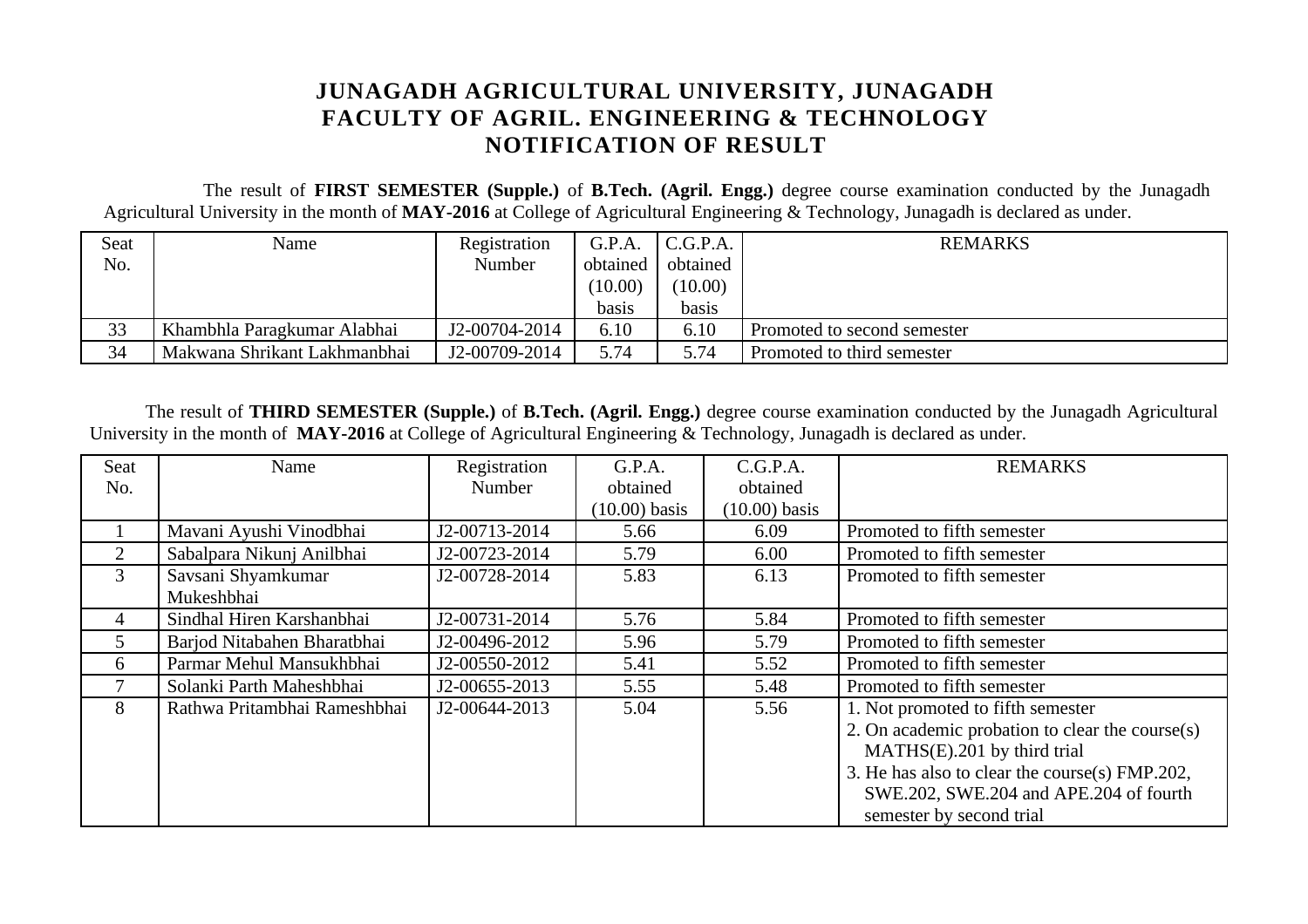# JUNAGADH AGRICULTURAL UNIVERSITY, JUNAGADH
## FACULTY OF AGRIL. ENGINEERING & TECHNOLOGY
## NOTIFICATION OF RESULT

The result of **FIRST SEMESTER (Supple.)** of **B.Tech. (Agril. Engg.)** degree course examination conducted by the Junagadh Agricultural University in the month of **MAY-2016** at College of Agricultural Engineering & Technology, Junagadh is declared as under.

| Seat No. | Name | Registration Number | G.P.A. obtained (10.00) basis | C.G.P.A. obtained (10.00) basis | REMARKS |
|---|---|---|---|---|---|
| 33 | Khambhla Paragkumar Alabhai | J2-00704-2014 | 6.10 | 6.10 | Promoted to second semester |
| 34 | Makwana Shrikant Lakhmanbhai | J2-00709-2014 | 5.74 | 5.74 | Promoted to third semester |

The result of **THIRD SEMESTER (Supple.)** of **B.Tech. (Agril. Engg.)** degree course examination conducted by the Junagadh Agricultural University in the month of **MAY-2016** at College of Agricultural Engineering & Technology, Junagadh is declared as under.

| Seat No. | Name | Registration Number | G.P.A. obtained (10.00) basis | C.G.P.A. obtained (10.00) basis | REMARKS |
|---|---|---|---|---|---|
| 1 | Mavani Ayushi Vinodbhai | J2-00713-2014 | 5.66 | 6.09 | Promoted to fifth semester |
| 2 | Sabalpara Nikunj Anilbhai | J2-00723-2014 | 5.79 | 6.00 | Promoted to fifth semester |
| 3 | Savsani Shyamkumar Mukeshbhai | J2-00728-2014 | 5.83 | 6.13 | Promoted to fifth semester |
| 4 | Sindhal Hiren Karshanbhai | J2-00731-2014 | 5.76 | 5.84 | Promoted to fifth semester |
| 5 | Barjod Nitabahen Bharatbhai | J2-00496-2012 | 5.96 | 5.79 | Promoted to fifth semester |
| 6 | Parmar Mehul Mansukhbhai | J2-00550-2012 | 5.41 | 5.52 | Promoted to fifth semester |
| 7 | Solanki Parth Maheshbhai | J2-00655-2013 | 5.55 | 5.48 | Promoted to fifth semester |
| 8 | Rathwa Pritambhai Rameshbhai | J2-00644-2013 | 5.04 | 5.56 | 1. Not promoted to fifth semester<br>2. On academic probation to clear the course(s) MATHS(E).201 by third trial<br>3. He has also to clear the course(s) FMP.202, SWE.202, SWE.204 and APE.204 of fourth semester by second trial |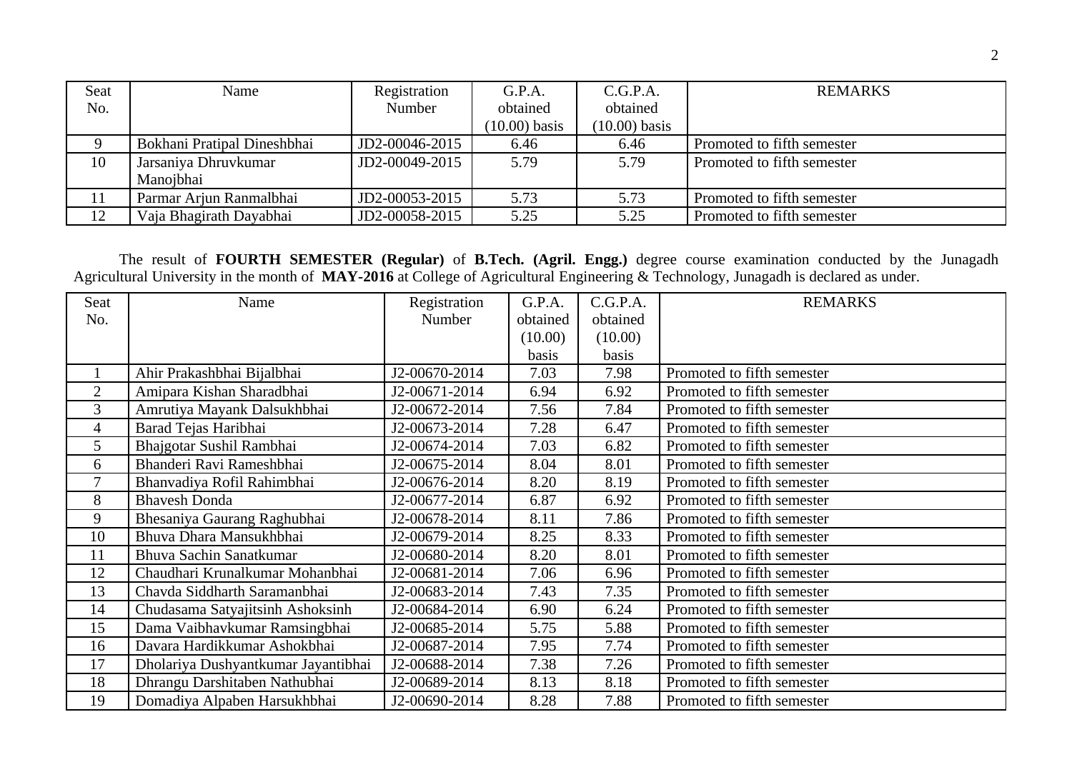| Seat No. | Name | Registration Number | G.P.A. obtained (10.00) basis | C.G.P.A. obtained (10.00) basis | REMARKS |
|---|---|---|---|---|---|
| 9 | Bokhani Pratipal Dineshbhai | JD2-00046-2015 | 6.46 | 6.46 | Promoted to fifth semester |
| 10 | Jarsaniya Dhruvkumar Manojbhai | JD2-00049-2015 | 5.79 | 5.79 | Promoted to fifth semester |
| 11 | Parmar Arjun Ranmalbhai | JD2-00053-2015 | 5.73 | 5.73 | Promoted to fifth semester |
| 12 | Vaja Bhagirath Dayabhai | JD2-00058-2015 | 5.25 | 5.25 | Promoted to fifth semester |

The result of **FOURTH SEMESTER (Regular)** of **B.Tech. (Agril. Engg.)** degree course examination conducted by the Junagadh Agricultural University in the month of **MAY-2016** at College of Agricultural Engineering & Technology, Junagadh is declared as under.

| Seat No. | Name | Registration Number | G.P.A. obtained (10.00) basis | C.G.P.A. obtained (10.00) basis | REMARKS |
|---|---|---|---|---|---|
| 1 | Ahir Prakashbhai Bijalbhai | J2-00670-2014 | 7.03 | 7.98 | Promoted to fifth semester |
| 2 | Amipara Kishan Sharadbhai | J2-00671-2014 | 6.94 | 6.92 | Promoted to fifth semester |
| 3 | Amrutiya Mayank Dalsukhbhai | J2-00672-2014 | 7.56 | 7.84 | Promoted to fifth semester |
| 4 | Barad Tejas Haribhai | J2-00673-2014 | 7.28 | 6.47 | Promoted to fifth semester |
| 5 | Bhajgotar Sushil Rambhai | J2-00674-2014 | 7.03 | 6.82 | Promoted to fifth semester |
| 6 | Bhanderi Ravi Rameshbhai | J2-00675-2014 | 8.04 | 8.01 | Promoted to fifth semester |
| 7 | Bhanvadiya Rofil Rahimbhai | J2-00676-2014 | 8.20 | 8.19 | Promoted to fifth semester |
| 8 | Bhavesh Donda | J2-00677-2014 | 6.87 | 6.92 | Promoted to fifth semester |
| 9 | Bhesaniya Gaurang Raghubhai | J2-00678-2014 | 8.11 | 7.86 | Promoted to fifth semester |
| 10 | Bhuva Dhara Mansukhbhai | J2-00679-2014 | 8.25 | 8.33 | Promoted to fifth semester |
| 11 | Bhuva Sachin Sanatkumar | J2-00680-2014 | 8.20 | 8.01 | Promoted to fifth semester |
| 12 | Chaudhari Krunalkumar Mohanbhai | J2-00681-2014 | 7.06 | 6.96 | Promoted to fifth semester |
| 13 | Chavda Siddharth Saramanbhai | J2-00683-2014 | 7.43 | 7.35 | Promoted to fifth semester |
| 14 | Chudasama Satyajitsinh Ashoksinh | J2-00684-2014 | 6.90 | 6.24 | Promoted to fifth semester |
| 15 | Dama Vaibhavkumar Ramsingbhai | J2-00685-2014 | 5.75 | 5.88 | Promoted to fifth semester |
| 16 | Davara Hardikkumar Ashokbhai | J2-00687-2014 | 7.95 | 7.74 | Promoted to fifth semester |
| 17 | Dholariya Dushyantkumar Jayantibhai | J2-00688-2014 | 7.38 | 7.26 | Promoted to fifth semester |
| 18 | Dhrangu Darshitaben Nathubhai | J2-00689-2014 | 8.13 | 8.18 | Promoted to fifth semester |
| 19 | Domadiya Alpaben Harsukhbhai | J2-00690-2014 | 8.28 | 7.88 | Promoted to fifth semester |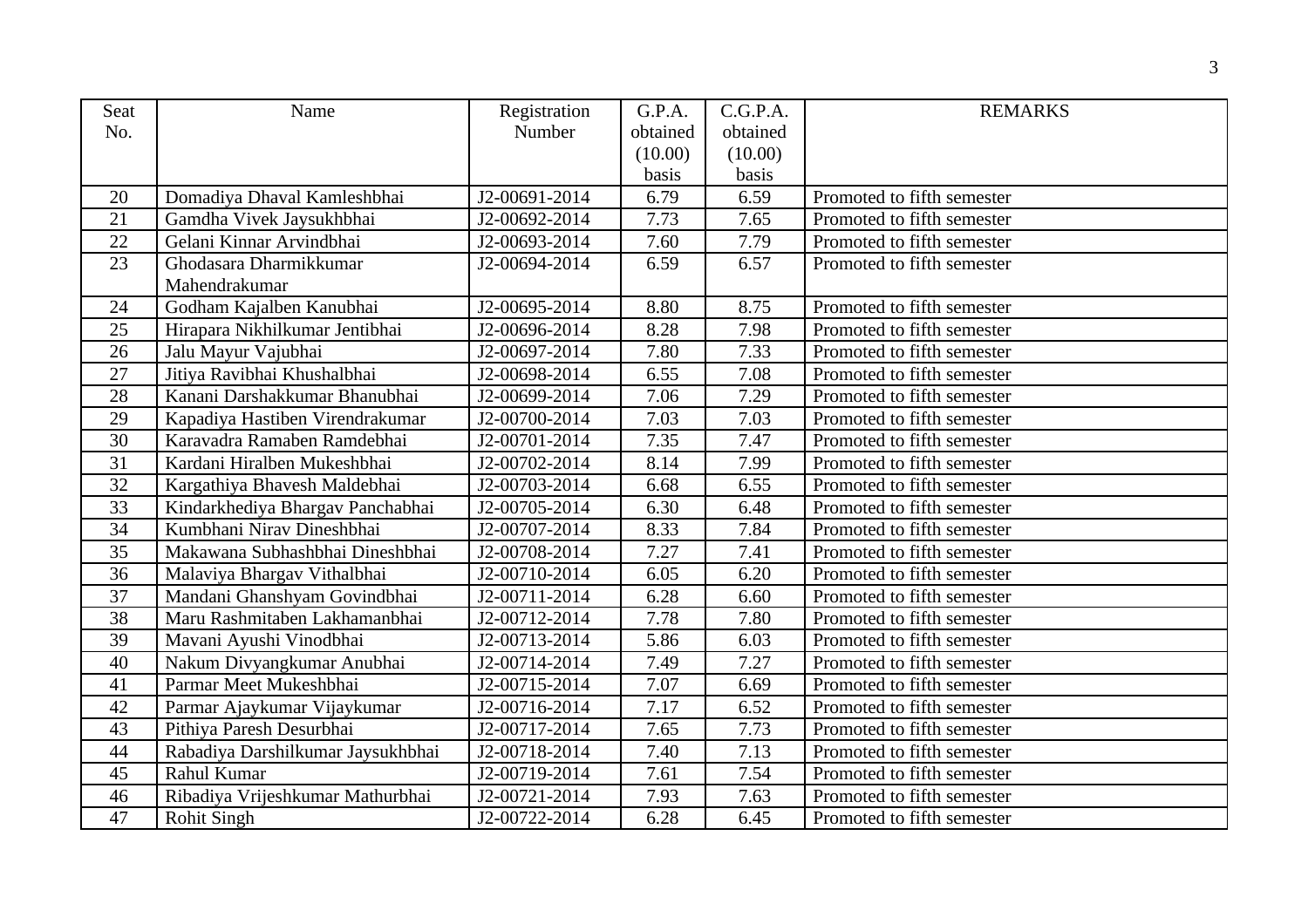| Seat No. | Name | Registration Number | G.P.A. obtained (10.00) basis | C.G.P.A. obtained (10.00) basis | REMARKS |
|---|---|---|---|---|---|
| 20 | Domadiya Dhaval Kamleshbhai | J2-00691-2014 | 6.79 | 6.59 | Promoted to fifth semester |
| 21 | Gamdha Vivek Jaysukhbhai | J2-00692-2014 | 7.73 | 7.65 | Promoted to fifth semester |
| 22 | Gelani Kinnar Arvindbhai | J2-00693-2014 | 7.60 | 7.79 | Promoted to fifth semester |
| 23 | Ghodasara Dharmikkumar Mahendrakumar | J2-00694-2014 | 6.59 | 6.57 | Promoted to fifth semester |
| 24 | Godham Kajalben Kanubhai | J2-00695-2014 | 8.80 | 8.75 | Promoted to fifth semester |
| 25 | Hirapara Nikhilkumar Jentibhai | J2-00696-2014 | 8.28 | 7.98 | Promoted to fifth semester |
| 26 | Jalu Mayur Vajubhai | J2-00697-2014 | 7.80 | 7.33 | Promoted to fifth semester |
| 27 | Jitiya Ravibhai Khushalbhai | J2-00698-2014 | 6.55 | 7.08 | Promoted to fifth semester |
| 28 | Kanani Darshakkumar Bhanubhai | J2-00699-2014 | 7.06 | 7.29 | Promoted to fifth semester |
| 29 | Kapadiya Hastiben Virendrakumar | J2-00700-2014 | 7.03 | 7.03 | Promoted to fifth semester |
| 30 | Karavadra Ramaben Ramdebhai | J2-00701-2014 | 7.35 | 7.47 | Promoted to fifth semester |
| 31 | Kardani Hiralben Mukeshbhai | J2-00702-2014 | 8.14 | 7.99 | Promoted to fifth semester |
| 32 | Kargathiya Bhavesh Maldebhai | J2-00703-2014 | 6.68 | 6.55 | Promoted to fifth semester |
| 33 | Kindarkhediya Bhargav Panchabhai | J2-00705-2014 | 6.30 | 6.48 | Promoted to fifth semester |
| 34 | Kumbhani Nirav Dineshbhai | J2-00707-2014 | 8.33 | 7.84 | Promoted to fifth semester |
| 35 | Makawana Subhashbhai Dineshbhai | J2-00708-2014 | 7.27 | 7.41 | Promoted to fifth semester |
| 36 | Malaviya Bhargav Vithalbhai | J2-00710-2014 | 6.05 | 6.20 | Promoted to fifth semester |
| 37 | Mandani Ghanshyam Govindbhai | J2-00711-2014 | 6.28 | 6.60 | Promoted to fifth semester |
| 38 | Maru Rashmitaben Lakhamanbhai | J2-00712-2014 | 7.78 | 7.80 | Promoted to fifth semester |
| 39 | Mavani Ayushi Vinodbhai | J2-00713-2014 | 5.86 | 6.03 | Promoted to fifth semester |
| 40 | Nakum Divyangkumar Anubhai | J2-00714-2014 | 7.49 | 7.27 | Promoted to fifth semester |
| 41 | Parmar Meet Mukeshbhai | J2-00715-2014 | 7.07 | 6.69 | Promoted to fifth semester |
| 42 | Parmar Ajaykumar Vijaykumar | J2-00716-2014 | 7.17 | 6.52 | Promoted to fifth semester |
| 43 | Pithiya Paresh Desurbhai | J2-00717-2014 | 7.65 | 7.73 | Promoted to fifth semester |
| 44 | Rabadiya Darshilkumar Jaysukhbhai | J2-00718-2014 | 7.40 | 7.13 | Promoted to fifth semester |
| 45 | Rahul Kumar | J2-00719-2014 | 7.61 | 7.54 | Promoted to fifth semester |
| 46 | Ribadiya Vrijeshkumar Mathurbhai | J2-00721-2014 | 7.93 | 7.63 | Promoted to fifth semester |
| 47 | Rohit Singh | J2-00722-2014 | 6.28 | 6.45 | Promoted to fifth semester |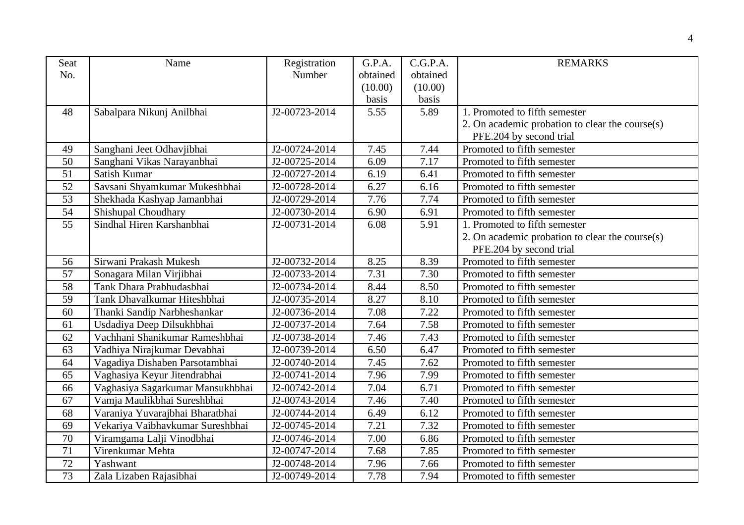| Seat No. | Name | Registration Number | G.P.A. obtained (10.00) basis | C.G.P.A. obtained (10.00) basis | REMARKS |
|---|---|---|---|---|---|
| 48 | Sabalpara Nikunj Anilbhai | J2-00723-2014 | 5.55 | 5.89 | 1. Promoted to fifth semester<br>2. On academic probation to clear the course(s) PFE.204 by second trial |
| 49 | Sanghani Jeet Odhavjibhai | J2-00724-2014 | 7.45 | 7.44 | Promoted to fifth semester |
| 50 | Sanghani Vikas Narayanbhai | J2-00725-2014 | 6.09 | 7.17 | Promoted to fifth semester |
| 51 | Satish Kumar | J2-00727-2014 | 6.19 | 6.41 | Promoted to fifth semester |
| 52 | Savsani Shyamkumar Mukeshbhai | J2-00728-2014 | 6.27 | 6.16 | Promoted to fifth semester |
| 53 | Shekhada Kashyap Jamanbhai | J2-00729-2014 | 7.76 | 7.74 | Promoted to fifth semester |
| 54 | Shishupal Choudhary | J2-00730-2014 | 6.90 | 6.91 | Promoted to fifth semester |
| 55 | Sindhal Hiren Karshanbhai | J2-00731-2014 | 6.08 | 5.91 | 1. Promoted to fifth semester<br>2. On academic probation to clear the course(s) PFE.204 by second trial |
| 56 | Sirwani Prakash Mukesh | J2-00732-2014 | 8.25 | 8.39 | Promoted to fifth semester |
| 57 | Sonagara Milan Virjibhai | J2-00733-2014 | 7.31 | 7.30 | Promoted to fifth semester |
| 58 | Tank Dhara Prabhudasbhai | J2-00734-2014 | 8.44 | 8.50 | Promoted to fifth semester |
| 59 | Tank Dhavalkumar Hiteshbhai | J2-00735-2014 | 8.27 | 8.10 | Promoted to fifth semester |
| 60 | Thanki Sandip Narbheshankar | J2-00736-2014 | 7.08 | 7.22 | Promoted to fifth semester |
| 61 | Usdadiya Deep Dilsukhbhai | J2-00737-2014 | 7.64 | 7.58 | Promoted to fifth semester |
| 62 | Vachhani Shanikumar Rameshbhai | J2-00738-2014 | 7.46 | 7.43 | Promoted to fifth semester |
| 63 | Vadhiya Nirajkumar Devabhai | J2-00739-2014 | 6.50 | 6.47 | Promoted to fifth semester |
| 64 | Vagadiya Dishaben Parsotambhai | J2-00740-2014 | 7.45 | 7.62 | Promoted to fifth semester |
| 65 | Vaghasiya Keyur Jitendrabhai | J2-00741-2014 | 7.96 | 7.99 | Promoted to fifth semester |
| 66 | Vaghasiya Sagarkumar Mansukhbhai | J2-00742-2014 | 7.04 | 6.71 | Promoted to fifth semester |
| 67 | Vamja Maulikbhai Sureshbhai | J2-00743-2014 | 7.46 | 7.40 | Promoted to fifth semester |
| 68 | Varaniya Yuvarajbhai Bharatbhai | J2-00744-2014 | 6.49 | 6.12 | Promoted to fifth semester |
| 69 | Vekariya Vaibhavkumar Sureshbhai | J2-00745-2014 | 7.21 | 7.32 | Promoted to fifth semester |
| 70 | Viramgama Lalji Vinodbhai | J2-00746-2014 | 7.00 | 6.86 | Promoted to fifth semester |
| 71 | Virenkumar Mehta | J2-00747-2014 | 7.68 | 7.85 | Promoted to fifth semester |
| 72 | Yashwant | J2-00748-2014 | 7.96 | 7.66 | Promoted to fifth semester |
| 73 | Zala Lizaben Rajasibhai | J2-00749-2014 | 7.78 | 7.94 | Promoted to fifth semester |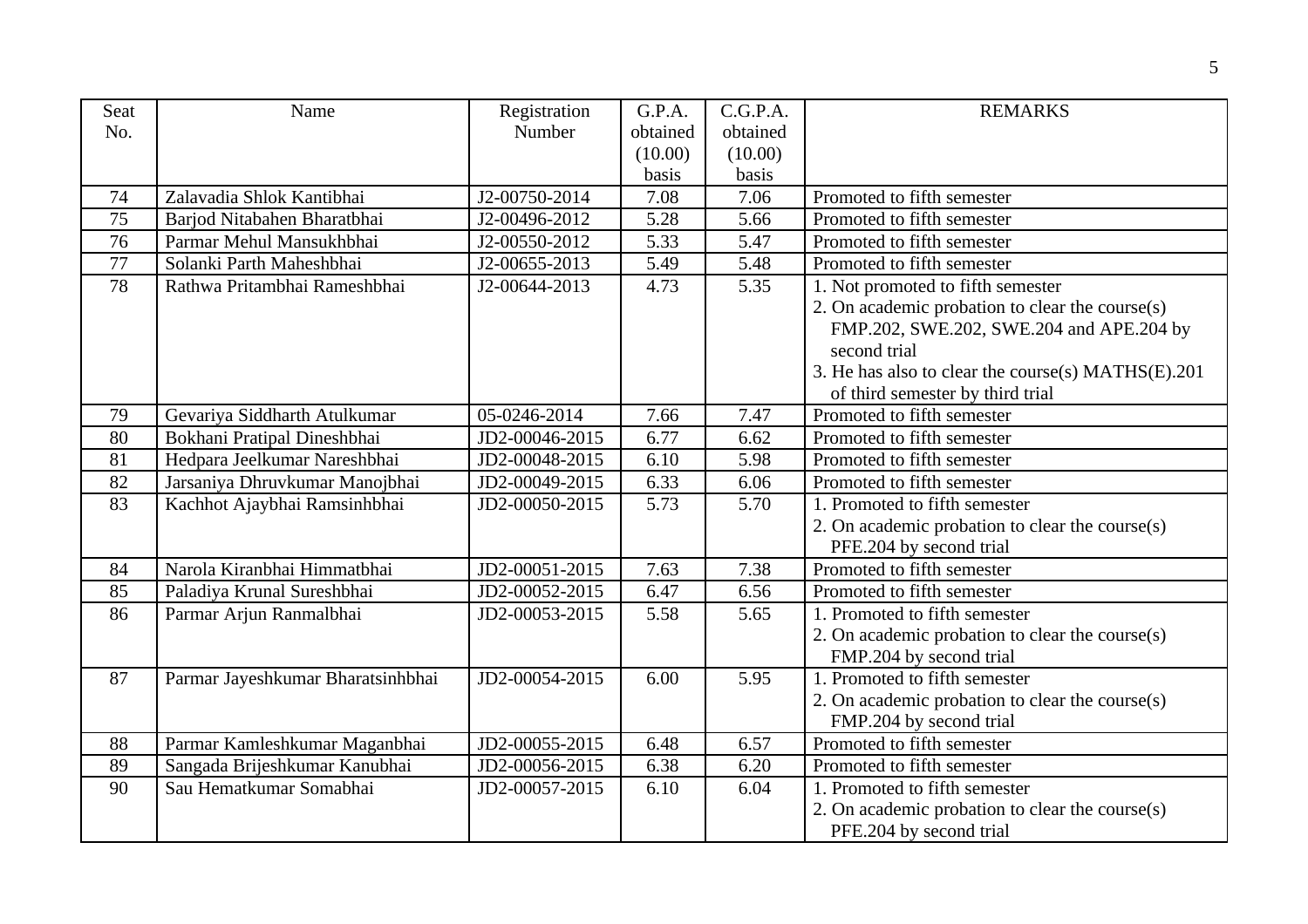| Seat No. | Name | Registration Number | G.P.A. obtained (10.00) basis | C.G.P.A. obtained (10.00) basis | REMARKS |
|---|---|---|---|---|---|
| 74 | Zalavadia Shlok Kantibhai | J2-00750-2014 | 7.08 | 7.06 | Promoted to fifth semester |
| 75 | Barjod Nitabahen Bharatbhai | J2-00496-2012 | 5.28 | 5.66 | Promoted to fifth semester |
| 76 | Parmar Mehul Mansukhbhai | J2-00550-2012 | 5.33 | 5.47 | Promoted to fifth semester |
| 77 | Solanki Parth Maheshbhai | J2-00655-2013 | 5.49 | 5.48 | Promoted to fifth semester |
| 78 | Rathwa Pritambhai Rameshbhai | J2-00644-2013 | 4.73 | 5.35 | 1. Not promoted to fifth semester<br>2. On academic probation to clear the course(s) FMP.202, SWE.202, SWE.204 and APE.204 by second trial<br>3. He has also to clear the course(s) MATHS(E).201 of third semester by third trial |
| 79 | Gevariya Siddharth Atulkumar | 05-0246-2014 | 7.66 | 7.47 | Promoted to fifth semester |
| 80 | Bokhani Pratipal Dineshbhai | JD2-00046-2015 | 6.77 | 6.62 | Promoted to fifth semester |
| 81 | Hedpara Jeelkumar Nareshbhai | JD2-00048-2015 | 6.10 | 5.98 | Promoted to fifth semester |
| 82 | Jarsaniya Dhruvkumar Manojbhai | JD2-00049-2015 | 6.33 | 6.06 | Promoted to fifth semester |
| 83 | Kachhot Ajaybhai Ramsinhbhai | JD2-00050-2015 | 5.73 | 5.70 | 1. Promoted to fifth semester<br>2. On academic probation to clear the course(s) PFE.204 by second trial |
| 84 | Narola Kiranbhai Himmatbhai | JD2-00051-2015 | 7.63 | 7.38 | Promoted to fifth semester |
| 85 | Paladiya Krunal Sureshbhai | JD2-00052-2015 | 6.47 | 6.56 | Promoted to fifth semester |
| 86 | Parmar Arjun Ranmalbhai | JD2-00053-2015 | 5.58 | 5.65 | 1. Promoted to fifth semester<br>2. On academic probation to clear the course(s) FMP.204 by second trial |
| 87 | Parmar Jayeshkumar Bharatsinhbhai | JD2-00054-2015 | 6.00 | 5.95 | 1. Promoted to fifth semester<br>2. On academic probation to clear the course(s) FMP.204 by second trial |
| 88 | Parmar Kamleshkumar Maganbhai | JD2-00055-2015 | 6.48 | 6.57 | Promoted to fifth semester |
| 89 | Sangada Brijeshkumar Kanubhai | JD2-00056-2015 | 6.38 | 6.20 | Promoted to fifth semester |
| 90 | Sau Hematkumar Somabhai | JD2-00057-2015 | 6.10 | 6.04 | 1. Promoted to fifth semester<br>2. On academic probation to clear the course(s) PFE.204 by second trial |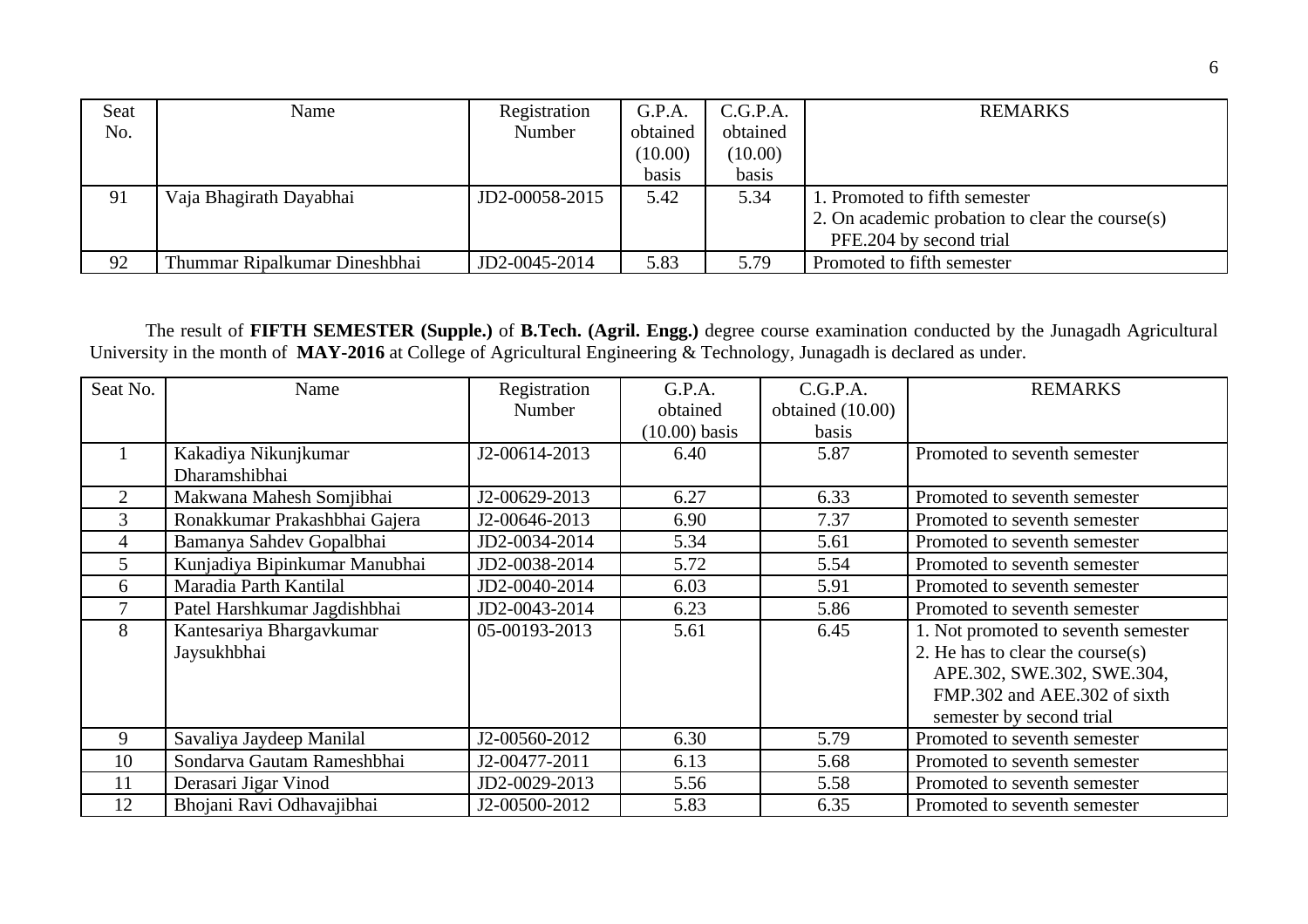| Seat No. | Name | Registration Number | G.P.A. obtained (10.00) basis | C.G.P.A. obtained (10.00) basis | REMARKS |
|---|---|---|---|---|---|
| 91 | Vaja Bhagirath Dayabhai | JD2-00058-2015 | 5.42 | 5.34 | 1. Promoted to fifth semester<br>2. On academic probation to clear the course(s) PFE.204 by second trial |
| 92 | Thummar Ripalkumar Dineshbhai | JD2-0045-2014 | 5.83 | 5.79 | Promoted to fifth semester |

The result of **FIFTH SEMESTER (Supple.)** of **B.Tech. (Agril. Engg.)** degree course examination conducted by the Junagadh Agricultural University in the month of **MAY-2016** at College of Agricultural Engineering & Technology, Junagadh is declared as under.

| Seat No. | Name | Registration Number | G.P.A. obtained (10.00) basis | C.G.P.A. obtained (10.00) basis | REMARKS |
|---|---|---|---|---|---|
| 1 | Kakadiya Nikunjkumar Dharamshibhai | J2-00614-2013 | 6.40 | 5.87 | Promoted to seventh semester |
| 2 | Makwana Mahesh Somjibhai | J2-00629-2013 | 6.27 | 6.33 | Promoted to seventh semester |
| 3 | Ronakkumar Prakashbhai Gajera | J2-00646-2013 | 6.90 | 7.37 | Promoted to seventh semester |
| 4 | Bamanya Sahdev Gopalbhai | JD2-0034-2014 | 5.34 | 5.61 | Promoted to seventh semester |
| 5 | Kunjadiya Bipinkumar Manubhai | JD2-0038-2014 | 5.72 | 5.54 | Promoted to seventh semester |
| 6 | Maradia Parth Kantilal | JD2-0040-2014 | 6.03 | 5.91 | Promoted to seventh semester |
| 7 | Patel Harshkumar Jagdishbhai | JD2-0043-2014 | 6.23 | 5.86 | Promoted to seventh semester |
| 8 | Kantesariya Bhargavkumar Jaysukhbhai | 05-00193-2013 | 5.61 | 6.45 | 1. Not promoted to seventh semester<br>2. He has to clear the course(s) APE.302, SWE.302, SWE.304, FMP.302 and AEE.302 of sixth semester by second trial |
| 9 | Savaliya Jaydeep Manilal | J2-00560-2012 | 6.30 | 5.79 | Promoted to seventh semester |
| 10 | Sondarva Gautam Rameshbhai | J2-00477-2011 | 6.13 | 5.68 | Promoted to seventh semester |
| 11 | Derasari Jigar Vinod | JD2-0029-2013 | 5.56 | 5.58 | Promoted to seventh semester |
| 12 | Bhojani Ravi Odhavajibhai | J2-00500-2012 | 5.83 | 6.35 | Promoted to seventh semester |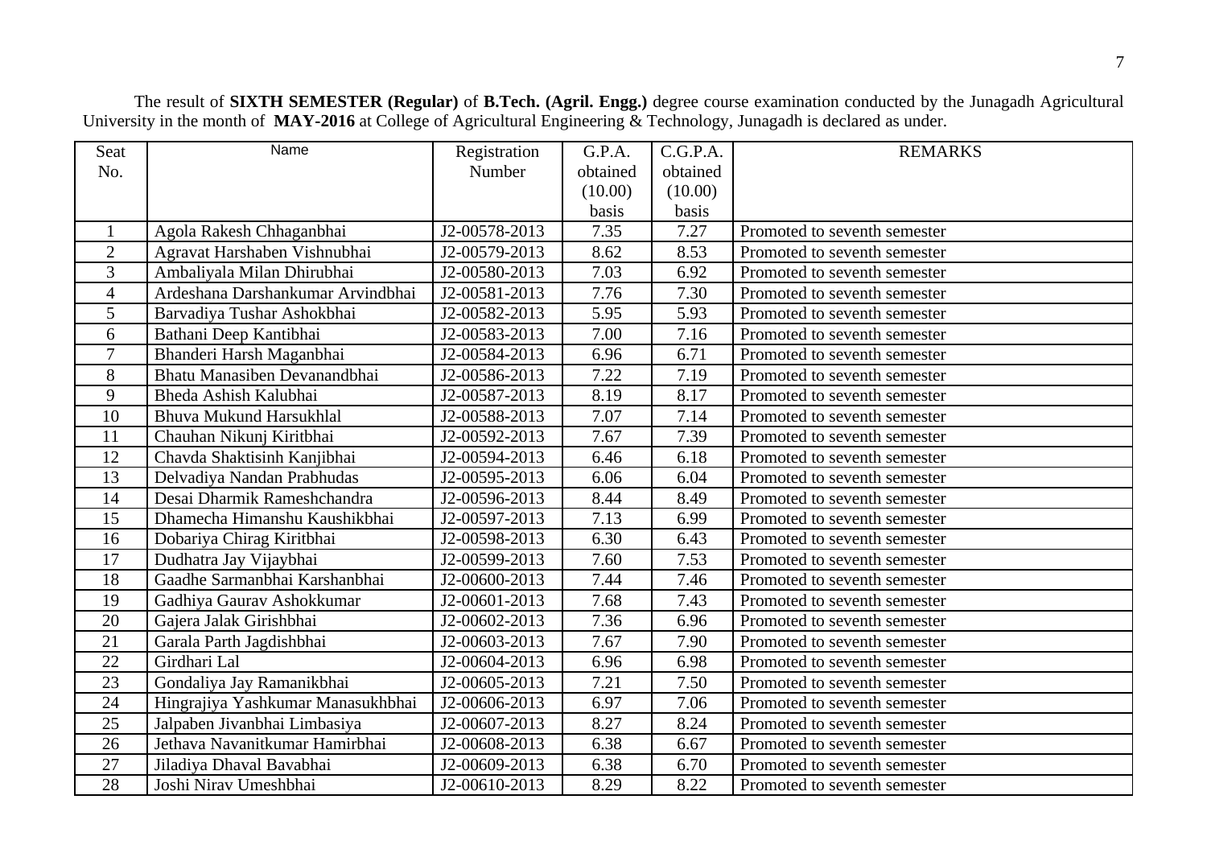The result of **SIXTH SEMESTER (Regular)** of **B.Tech. (Agril. Engg.)** degree course examination conducted by the Junagadh Agricultural University in the month of **MAY-2016** at College of Agricultural Engineering & Technology, Junagadh is declared as under.

| Seat No. | Name | Registration Number | G.P.A. obtained (10.00) basis | C.G.P.A. obtained (10.00) basis | REMARKS |
|---|---|---|---|---|---|
| 1 | Agola Rakesh Chhaganbhai | J2-00578-2013 | 7.35 | 7.27 | Promoted to seventh semester |
| 2 | Agravat Harshaben Vishnubhai | J2-00579-2013 | 8.62 | 8.53 | Promoted to seventh semester |
| 3 | Ambaliyala Milan Dhirubhai | J2-00580-2013 | 7.03 | 6.92 | Promoted to seventh semester |
| 4 | Ardeshana Darshankumar Arvindbhai | J2-00581-2013 | 7.76 | 7.30 | Promoted to seventh semester |
| 5 | Barvadiya Tushar Ashokbhai | J2-00582-2013 | 5.95 | 5.93 | Promoted to seventh semester |
| 6 | Bathani Deep Kantibhai | J2-00583-2013 | 7.00 | 7.16 | Promoted to seventh semester |
| 7 | Bhanderi Harsh Maganbhai | J2-00584-2013 | 6.96 | 6.71 | Promoted to seventh semester |
| 8 | Bhatu Manasiben Devanandbhai | J2-00586-2013 | 7.22 | 7.19 | Promoted to seventh semester |
| 9 | Bheda Ashish Kalubhai | J2-00587-2013 | 8.19 | 8.17 | Promoted to seventh semester |
| 10 | Bhuva Mukund Harsukhlal | J2-00588-2013 | 7.07 | 7.14 | Promoted to seventh semester |
| 11 | Chauhan Nikunj Kiritbhai | J2-00592-2013 | 7.67 | 7.39 | Promoted to seventh semester |
| 12 | Chavda Shaktisinh Kanjibhai | J2-00594-2013 | 6.46 | 6.18 | Promoted to seventh semester |
| 13 | Delvadiya Nandan Prabhudas | J2-00595-2013 | 6.06 | 6.04 | Promoted to seventh semester |
| 14 | Desai Dharmik Rameshchandra | J2-00596-2013 | 8.44 | 8.49 | Promoted to seventh semester |
| 15 | Dhamecha Himanshu Kaushikbhai | J2-00597-2013 | 7.13 | 6.99 | Promoted to seventh semester |
| 16 | Dobariya Chirag Kiritbhai | J2-00598-2013 | 6.30 | 6.43 | Promoted to seventh semester |
| 17 | Dudhatra Jay Vijaybhai | J2-00599-2013 | 7.60 | 7.53 | Promoted to seventh semester |
| 18 | Gaadhe Sarmanbhai Karshanbhai | J2-00600-2013 | 7.44 | 7.46 | Promoted to seventh semester |
| 19 | Gadhiya Gaurav Ashokkumar | J2-00601-2013 | 7.68 | 7.43 | Promoted to seventh semester |
| 20 | Gajera Jalak Girishbhai | J2-00602-2013 | 7.36 | 6.96 | Promoted to seventh semester |
| 21 | Garala Parth Jagdishbhai | J2-00603-2013 | 7.67 | 7.90 | Promoted to seventh semester |
| 22 | Girdhari Lal | J2-00604-2013 | 6.96 | 6.98 | Promoted to seventh semester |
| 23 | Gondaliya Jay Ramanikbhai | J2-00605-2013 | 7.21 | 7.50 | Promoted to seventh semester |
| 24 | Hingrajiya Yashkumar Manasukhbhai | J2-00606-2013 | 6.97 | 7.06 | Promoted to seventh semester |
| 25 | Jalpaben Jivanbhai Limbasiya | J2-00607-2013 | 8.27 | 8.24 | Promoted to seventh semester |
| 26 | Jethava Navanitkumar Hamirbhai | J2-00608-2013 | 6.38 | 6.67 | Promoted to seventh semester |
| 27 | Jiladiya Dhaval Bavabhai | J2-00609-2013 | 6.38 | 6.70 | Promoted to seventh semester |
| 28 | Joshi Nirav Umeshbhai | J2-00610-2013 | 8.29 | 8.22 | Promoted to seventh semester |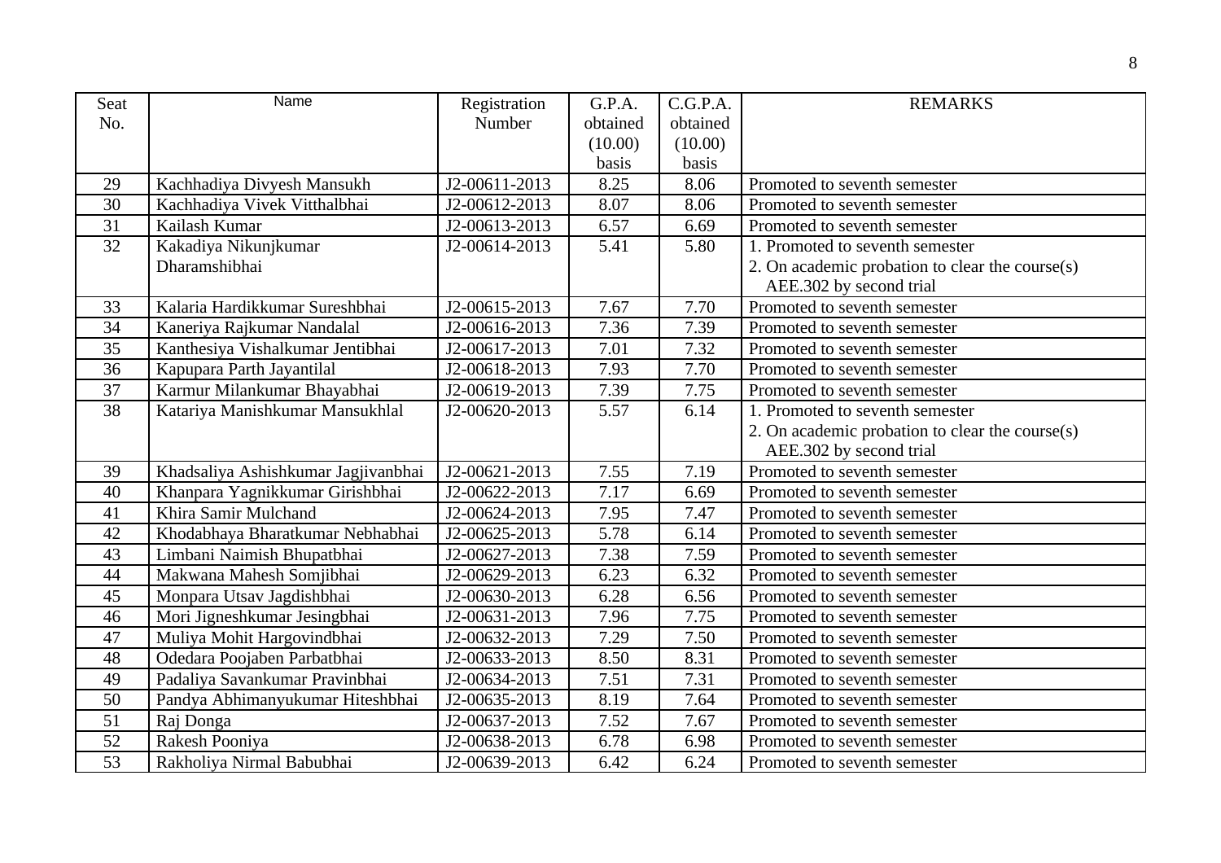| Seat No. | Name | Registration Number | G.P.A. obtained (10.00) basis | C.G.P.A. obtained (10.00) basis | REMARKS |
|---|---|---|---|---|---|
| 29 | Kachhadiya Divyesh Mansukh | J2-00611-2013 | 8.25 | 8.06 | Promoted to seventh semester |
| 30 | Kachhadiya Vivek Vitthalbhai | J2-00612-2013 | 8.07 | 8.06 | Promoted to seventh semester |
| 31 | Kailash Kumar | J2-00613-2013 | 6.57 | 6.69 | Promoted to seventh semester |
| 32 | Kakadiya Nikunjkumar Dharamshibhai | J2-00614-2013 | 5.41 | 5.80 | 1. Promoted to seventh semester<br>2. On academic probation to clear the course(s) AEE.302 by second trial |
| 33 | Kalaria Hardikkumar Sureshbhai | J2-00615-2013 | 7.67 | 7.70 | Promoted to seventh semester |
| 34 | Kaneriya Rajkumar Nandalal | J2-00616-2013 | 7.36 | 7.39 | Promoted to seventh semester |
| 35 | Kanthesiya Vishalkumar Jentibhai | J2-00617-2013 | 7.01 | 7.32 | Promoted to seventh semester |
| 36 | Kapupara Parth Jayantilal | J2-00618-2013 | 7.93 | 7.70 | Promoted to seventh semester |
| 37 | Karmur Milankumar Bhayabhai | J2-00619-2013 | 7.39 | 7.75 | Promoted to seventh semester |
| 38 | Katariya Manishkumar Mansukhlal | J2-00620-2013 | 5.57 | 6.14 | 1. Promoted to seventh semester<br>2. On academic probation to clear the course(s) AEE.302 by second trial |
| 39 | Khadsaliya Ashishkumar Jagjivanbhai | J2-00621-2013 | 7.55 | 7.19 | Promoted to seventh semester |
| 40 | Khanpara Yagnikkumar Girishbhai | J2-00622-2013 | 7.17 | 6.69 | Promoted to seventh semester |
| 41 | Khira Samir Mulchand | J2-00624-2013 | 7.95 | 7.47 | Promoted to seventh semester |
| 42 | Khodabhaya Bharatkumar Nebhabhai | J2-00625-2013 | 5.78 | 6.14 | Promoted to seventh semester |
| 43 | Limbani Naimish Bhupatbhai | J2-00627-2013 | 7.38 | 7.59 | Promoted to seventh semester |
| 44 | Makwana Mahesh Somjibhai | J2-00629-2013 | 6.23 | 6.32 | Promoted to seventh semester |
| 45 | Monpara Utsav Jagdishbhai | J2-00630-2013 | 6.28 | 6.56 | Promoted to seventh semester |
| 46 | Mori Jigneshkumar Jesingbhai | J2-00631-2013 | 7.96 | 7.75 | Promoted to seventh semester |
| 47 | Muliya Mohit Hargovindbhai | J2-00632-2013 | 7.29 | 7.50 | Promoted to seventh semester |
| 48 | Odedara Poojaben Parbatbhai | J2-00633-2013 | 8.50 | 8.31 | Promoted to seventh semester |
| 49 | Padaliya Savankumar Pravinbhai | J2-00634-2013 | 7.51 | 7.31 | Promoted to seventh semester |
| 50 | Pandya Abhimanyukumar Hiteshbhai | J2-00635-2013 | 8.19 | 7.64 | Promoted to seventh semester |
| 51 | Raj Donga | J2-00637-2013 | 7.52 | 7.67 | Promoted to seventh semester |
| 52 | Rakesh Pooniya | J2-00638-2013 | 6.78 | 6.98 | Promoted to seventh semester |
| 53 | Rakholiya Nirmal Babubhai | J2-00639-2013 | 6.42 | 6.24 | Promoted to seventh semester |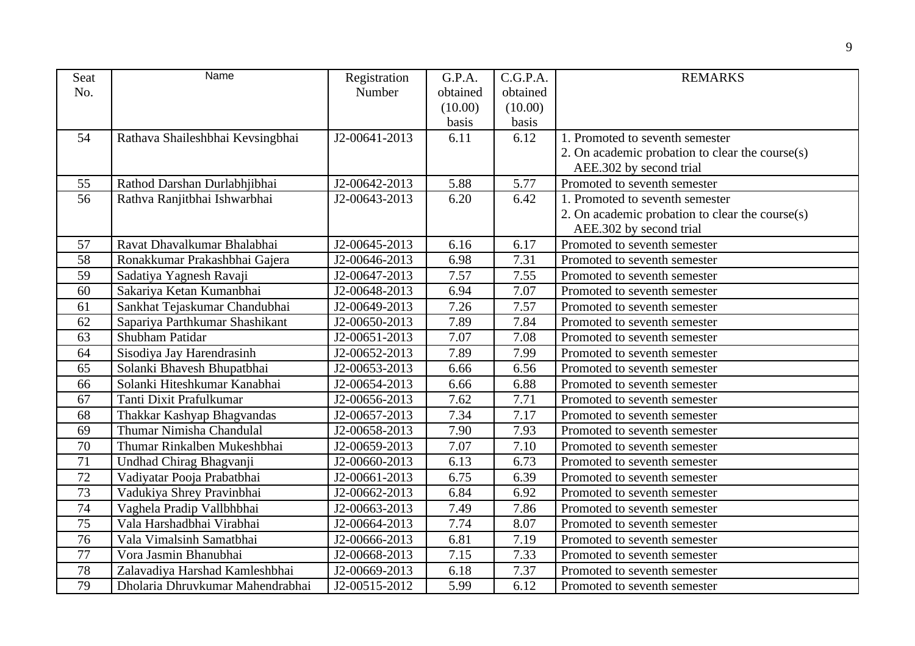| Seat No. | Name | Registration Number | G.P.A. obtained (10.00) basis | C.G.P.A. obtained (10.00) basis | REMARKS |
|---|---|---|---|---|---|
| 54 | Rathava Shaileshbhai Kevsingbhai | J2-00641-2013 | 6.11 | 6.12 | 1. Promoted to seventh semester<br>2. On academic probation to clear the course(s) AEE.302 by second trial |
| 55 | Rathod Darshan Durlabhjibhai | J2-00642-2013 | 5.88 | 5.77 | Promoted to seventh semester |
| 56 | Rathva Ranjitbhai Ishwarbhai | J2-00643-2013 | 6.20 | 6.42 | 1. Promoted to seventh semester<br>2. On academic probation to clear the course(s) AEE.302 by second trial |
| 57 | Ravat Dhavalkumar Bhalabhai | J2-00645-2013 | 6.16 | 6.17 | Promoted to seventh semester |
| 58 | Ronakkumar Prakashbhai Gajera | J2-00646-2013 | 6.98 | 7.31 | Promoted to seventh semester |
| 59 | Sadatiya Yagnesh Ravaji | J2-00647-2013 | 7.57 | 7.55 | Promoted to seventh semester |
| 60 | Sakariya Ketan Kumanbhai | J2-00648-2013 | 6.94 | 7.07 | Promoted to seventh semester |
| 61 | Sankhat Tejaskumar Chandubhai | J2-00649-2013 | 7.26 | 7.57 | Promoted to seventh semester |
| 62 | Sapariya Parthkumar Shashikant | J2-00650-2013 | 7.89 | 7.84 | Promoted to seventh semester |
| 63 | Shubham Patidar | J2-00651-2013 | 7.07 | 7.08 | Promoted to seventh semester |
| 64 | Sisodiya Jay Harendrasinh | J2-00652-2013 | 7.89 | 7.99 | Promoted to seventh semester |
| 65 | Solanki Bhavesh Bhupatbhai | J2-00653-2013 | 6.66 | 6.56 | Promoted to seventh semester |
| 66 | Solanki Hiteshkumar Kanabhai | J2-00654-2013 | 6.66 | 6.88 | Promoted to seventh semester |
| 67 | Tanti Dixit Prafulkumar | J2-00656-2013 | 7.62 | 7.71 | Promoted to seventh semester |
| 68 | Thakkar Kashyap Bhagvandas | J2-00657-2013 | 7.34 | 7.17 | Promoted to seventh semester |
| 69 | Thumar Nimisha Chandulal | J2-00658-2013 | 7.90 | 7.93 | Promoted to seventh semester |
| 70 | Thumar Rinkalben Mukeshbhai | J2-00659-2013 | 7.07 | 7.10 | Promoted to seventh semester |
| 71 | Undhad Chirag Bhagvanji | J2-00660-2013 | 6.13 | 6.73 | Promoted to seventh semester |
| 72 | Vadiyatar Pooja Prabatbhai | J2-00661-2013 | 6.75 | 6.39 | Promoted to seventh semester |
| 73 | Vadukiya Shrey Pravinbhai | J2-00662-2013 | 6.84 | 6.92 | Promoted to seventh semester |
| 74 | Vaghela Pradip Vallbhbhai | J2-00663-2013 | 7.49 | 7.86 | Promoted to seventh semester |
| 75 | Vala Harshadbhai Virabhai | J2-00664-2013 | 7.74 | 8.07 | Promoted to seventh semester |
| 76 | Vala Vimalsinh Samatbhai | J2-00666-2013 | 6.81 | 7.19 | Promoted to seventh semester |
| 77 | Vora Jasmin Bhanubhai | J2-00668-2013 | 7.15 | 7.33 | Promoted to seventh semester |
| 78 | Zalavadiya Harshad Kamleshbhai | J2-00669-2013 | 6.18 | 7.37 | Promoted to seventh semester |
| 79 | Dholaria Dhruvkumar Mahendrabhai | J2-00515-2012 | 5.99 | 6.12 | Promoted to seventh semester |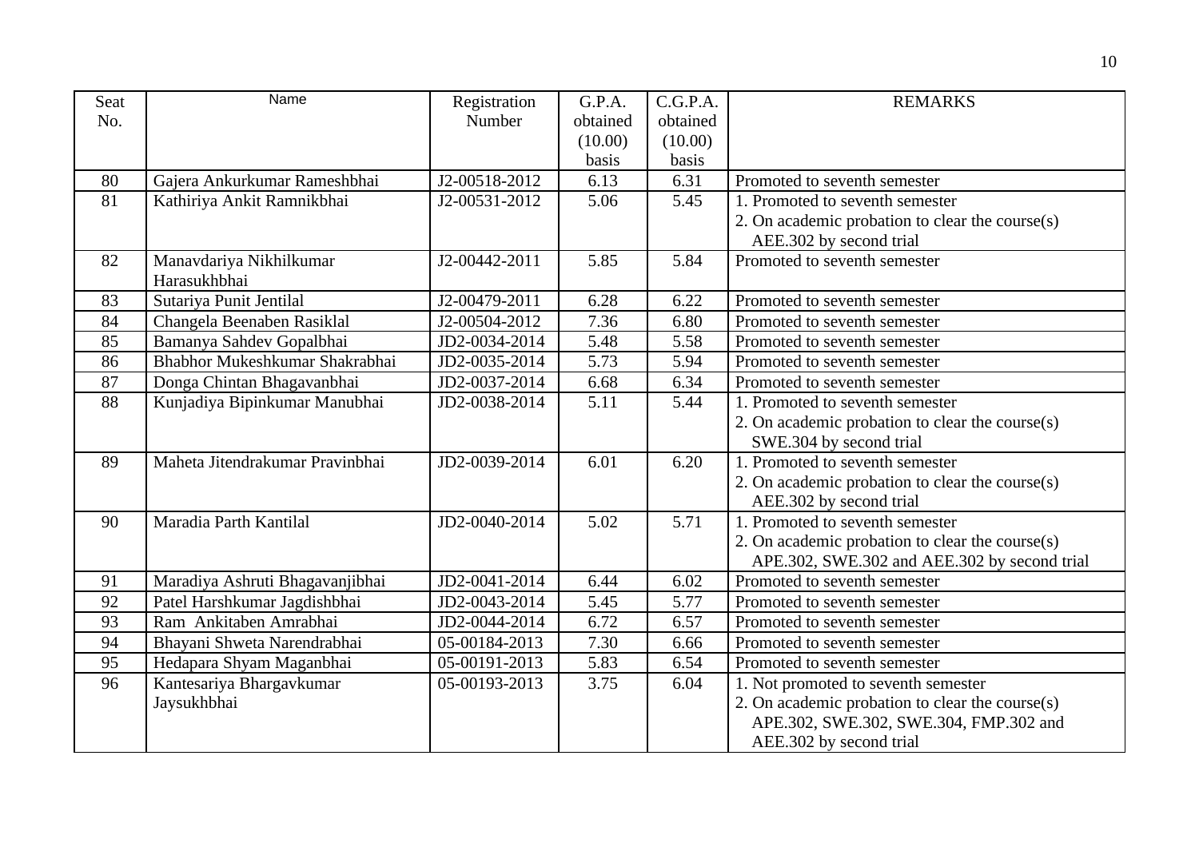| Seat No. | Name | Registration Number | G.P.A. obtained (10.00) basis | C.G.P.A. obtained (10.00) basis | REMARKS |
|---|---|---|---|---|---|
| 80 | Gajera Ankurkumar Rameshbhai | J2-00518-2012 | 6.13 | 6.31 | Promoted to seventh semester |
| 81 | Kathiriya Ankit Ramnikbhai | J2-00531-2012 | 5.06 | 5.45 | 1. Promoted to seventh semester<br>2. On academic probation to clear the course(s) AEE.302 by second trial |
| 82 | Manavdariya Nikhilkumar Harasukhbhai | J2-00442-2011 | 5.85 | 5.84 | Promoted to seventh semester |
| 83 | Sutariya Punit Jentilal | J2-00479-2011 | 6.28 | 6.22 | Promoted to seventh semester |
| 84 | Changela Beenaben Rasiklal | J2-00504-2012 | 7.36 | 6.80 | Promoted to seventh semester |
| 85 | Bamanya Sahdev Gopalbhai | JD2-0034-2014 | 5.48 | 5.58 | Promoted to seventh semester |
| 86 | Bhabhor Mukeshkumar Shakrabhai | JD2-0035-2014 | 5.73 | 5.94 | Promoted to seventh semester |
| 87 | Donga Chintan Bhagavanbhai | JD2-0037-2014 | 6.68 | 6.34 | Promoted to seventh semester |
| 88 | Kunjadiya Bipinkumar Manubhai | JD2-0038-2014 | 5.11 | 5.44 | 1. Promoted to seventh semester<br>2. On academic probation to clear the course(s) SWE.304 by second trial |
| 89 | Maheta Jitendrakumar Pravinbhai | JD2-0039-2014 | 6.01 | 6.20 | 1. Promoted to seventh semester<br>2. On academic probation to clear the course(s) AEE.302 by second trial |
| 90 | Maradia Parth Kantilal | JD2-0040-2014 | 5.02 | 5.71 | 1. Promoted to seventh semester<br>2. On academic probation to clear the course(s) APE.302, SWE.302 and AEE.302 by second trial |
| 91 | Maradiya Ashruti Bhagavanjibhai | JD2-0041-2014 | 6.44 | 6.02 | Promoted to seventh semester |
| 92 | Patel Harshkumar Jagdishbhai | JD2-0043-2014 | 5.45 | 5.77 | Promoted to seventh semester |
| 93 | Ram Ankitaben Amrabhai | JD2-0044-2014 | 6.72 | 6.57 | Promoted to seventh semester |
| 94 | Bhayani Shweta Narendrabhai | 05-00184-2013 | 7.30 | 6.66 | Promoted to seventh semester |
| 95 | Hedapara Shyam Maganbhai | 05-00191-2013 | 5.83 | 6.54 | Promoted to seventh semester |
| 96 | Kantesariya Bhargavkumar Jaysukhbhai | 05-00193-2013 | 3.75 | 6.04 | 1. Not promoted to seventh semester<br>2. On academic probation to clear the course(s) APE.302, SWE.302, SWE.304, FMP.302 and AEE.302 by second trial |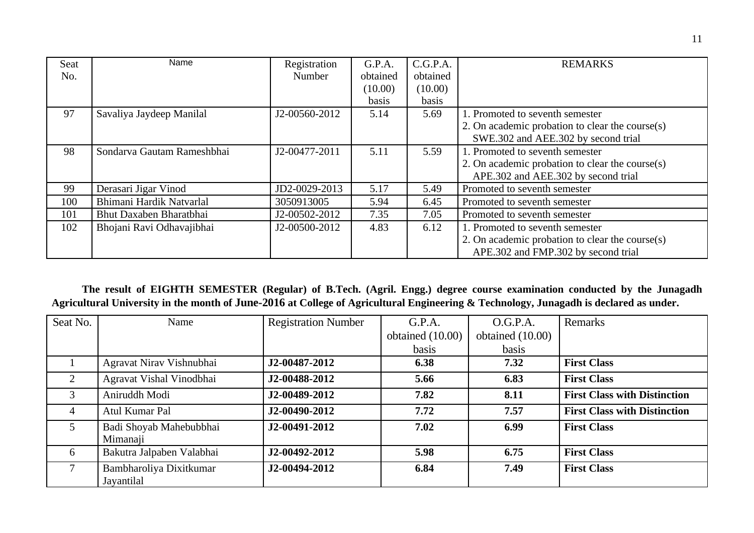| Seat No. | Name | Registration Number | G.P.A. obtained (10.00) basis | C.G.P.A. obtained (10.00) basis | REMARKS |
|---|---|---|---|---|---|
| 97 | Savaliya Jaydeep Manilal | J2-00560-2012 | 5.14 | 5.69 | 1. Promoted to seventh semester<br>2. On academic probation to clear the course(s) SWE.302 and AEE.302 by second trial |
| 98 | Sondarva Gautam Rameshbhai | J2-00477-2011 | 5.11 | 5.59 | 1. Promoted to seventh semester<br>2. On academic probation to clear the course(s) APE.302 and AEE.302 by second trial |
| 99 | Derasari Jigar Vinod | JD2-0029-2013 | 5.17 | 5.49 | Promoted to seventh semester |
| 100 | Bhimani Hardik Natvarlal | 3050913005 | 5.94 | 6.45 | Promoted to seventh semester |
| 101 | Bhut Daxaben Bharatbhai | J2-00502-2012 | 7.35 | 7.05 | Promoted to seventh semester |
| 102 | Bhojani Ravi Odhavajibhai | J2-00500-2012 | 4.83 | 6.12 | 1. Promoted to seventh semester<br>2. On academic probation to clear the course(s) APE.302 and FMP.302 by second trial |

**The result of EIGHTH SEMESTER (Regular) of B.Tech. (Agril. Engg.) degree course examination conducted by the Junagadh Agricultural University in the month of June-2016 at College of Agricultural Engineering & Technology, Junagadh is declared as under.**

| Seat No. | Name | Registration Number | G.P.A. obtained (10.00) basis | O.G.P.A. obtained (10.00) basis | Remarks |
|---|---|---|---|---|---|
| 1 | Agravat Nirav Vishnubhai | **J2-00487-2012** | **6.38** | **7.32** | **First Class** |
| 2 | Agravat Vishal Vinodbhai | **J2-00488-2012** | **5.66** | **6.83** | **First Class** |
| 3 | Aniruddh Modi | **J2-00489-2012** | **7.82** | **8.11** | **First Class with Distinction** |
| 4 | Atul Kumar Pal | **J2-00490-2012** | **7.72** | **7.57** | **First Class with Distinction** |
| 5 | Badi Shoyab Mahebubbhai Mimanaji | **J2-00491-2012** | **7.02** | **6.99** | **First Class** |
| 6 | Bakutra Jalpaben Valabhai | **J2-00492-2012** | **5.98** | **6.75** | **First Class** |
| 7 | Bambharoliya Dixitkumar Jayantilal | **J2-00494-2012** | **6.84** | **7.49** | **First Class** |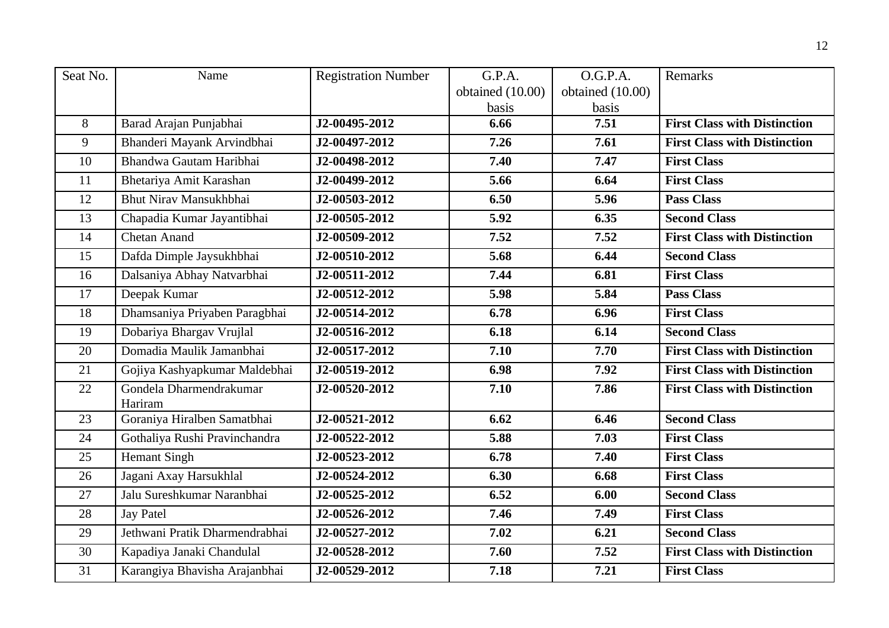| Seat No. | Name | Registration Number | G.P.A. obtained (10.00) basis | O.G.P.A. obtained (10.00) basis | Remarks |
|---|---|---|---|---|---|
| 8 | Barad Arajan Punjabhai | **J2-00495-2012** | **6.66** | **7.51** | **First Class with Distinction** |
| 9 | Bhanderi Mayank Arvindbhai | **J2-00497-2012** | **7.26** | **7.61** | **First Class with Distinction** |
| 10 | Bhandwa Gautam Haribhai | **J2-00498-2012** | **7.40** | **7.47** | **First Class** |
| 11 | Bhetariya Amit Karashan | **J2-00499-2012** | **5.66** | **6.64** | **First Class** |
| 12 | Bhut Nirav Mansukhbhai | **J2-00503-2012** | **6.50** | **5.96** | **Pass Class** |
| 13 | Chapadia Kumar Jayantibhai | **J2-00505-2012** | **5.92** | **6.35** | **Second Class** |
| 14 | Chetan Anand | **J2-00509-2012** | **7.52** | **7.52** | **First Class with Distinction** |
| 15 | Dafda Dimple Jaysukhbhai | **J2-00510-2012** | **5.68** | **6.44** | **Second Class** |
| 16 | Dalsaniya Abhay Natvarbhai | **J2-00511-2012** | **7.44** | **6.81** | **First Class** |
| 17 | Deepak Kumar | **J2-00512-2012** | **5.98** | **5.84** | **Pass Class** |
| 18 | Dhamsaniya Priyaben Paragbhai | **J2-00514-2012** | **6.78** | **6.96** | **First Class** |
| 19 | Dobariya Bhargav Vrujlal | **J2-00516-2012** | **6.18** | **6.14** | **Second Class** |
| 20 | Domadia Maulik Jamanbhai | **J2-00517-2012** | **7.10** | **7.70** | **First Class with Distinction** |
| 21 | Gojiya Kashyapkumar Maldebhai | **J2-00519-2012** | **6.98** | **7.92** | **First Class with Distinction** |
| 22 | Gondela Dharmendrakumar Hariram | **J2-00520-2012** | **7.10** | **7.86** | **First Class with Distinction** |
| 23 | Goraniya Hiralben Samatbhai | **J2-00521-2012** | **6.62** | **6.46** | **Second Class** |
| 24 | Gothaliya Rushi Pravinchandra | **J2-00522-2012** | **5.88** | **7.03** | **First Class** |
| 25 | Hemant Singh | **J2-00523-2012** | **6.78** | **7.40** | **First Class** |
| 26 | Jagani Axay Harsukhlal | **J2-00524-2012** | **6.30** | **6.68** | **First Class** |
| 27 | Jalu Sureshkumar Naranbhai | **J2-00525-2012** | **6.52** | **6.00** | **Second Class** |
| 28 | Jay Patel | **J2-00526-2012** | **7.46** | **7.49** | **First Class** |
| 29 | Jethwani Pratik Dharmendrabhai | **J2-00527-2012** | **7.02** | **6.21** | **Second Class** |
| 30 | Kapadiya Janaki Chandulal | **J2-00528-2012** | **7.60** | **7.52** | **First Class with Distinction** |
| 31 | Karangiya Bhavisha Arajanbhai | **J2-00529-2012** | **7.18** | **7.21** | **First Class** |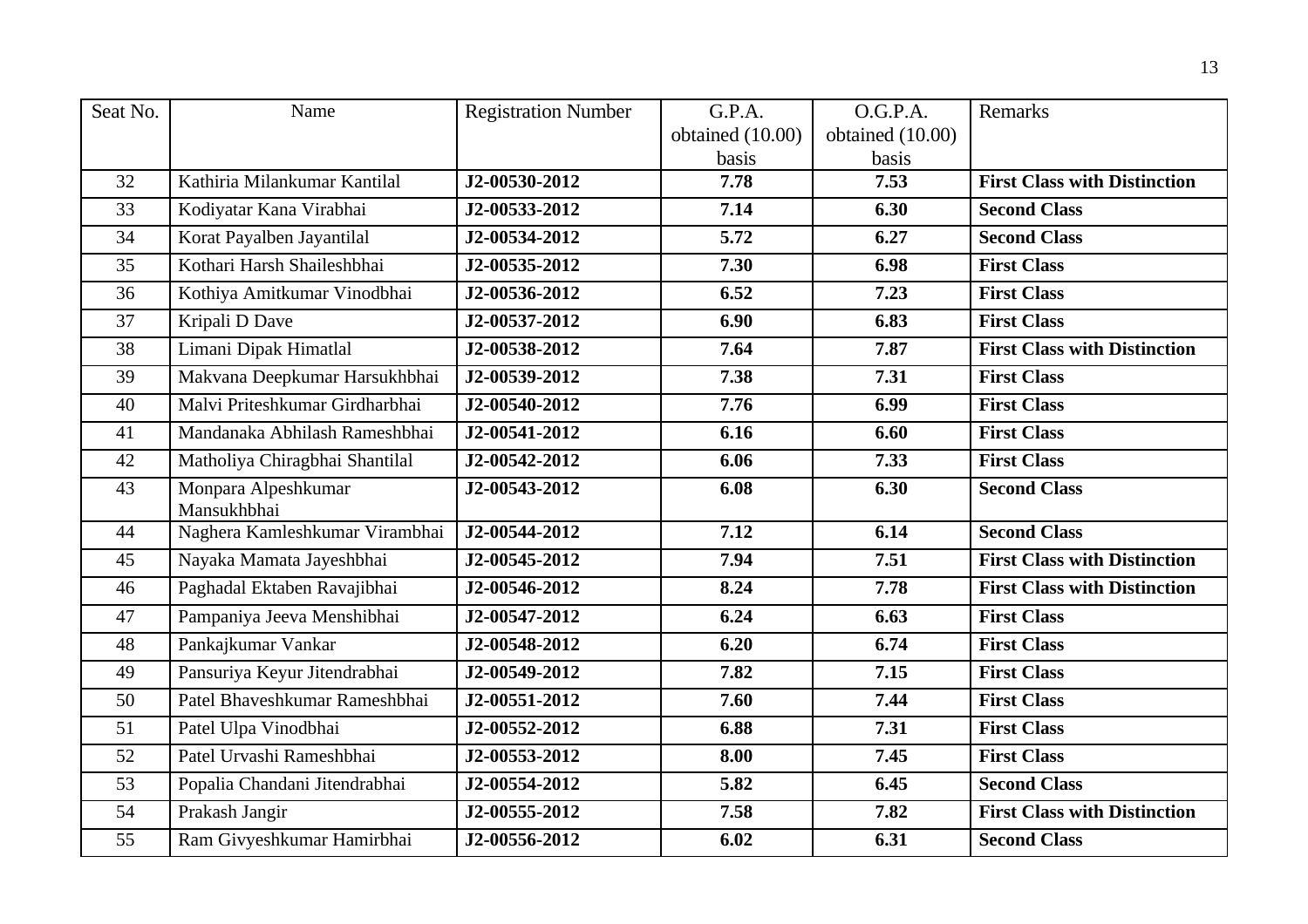| Seat No. | Name | Registration Number | G.P.A. obtained (10.00) basis | O.G.P.A. obtained (10.00) basis | Remarks |
|---|---|---|---|---|---|
| 32 | Kathiria Milankumar Kantilal | **J2-00530-2012** | **7.78** | **7.53** | **First Class with Distinction** |
| 33 | Kodiyatar Kana Virabhai | **J2-00533-2012** | **7.14** | **6.30** | **Second Class** |
| 34 | Korat Payalben Jayantilal | **J2-00534-2012** | **5.72** | **6.27** | **Second Class** |
| 35 | Kothari Harsh Shaileshbhai | **J2-00535-2012** | **7.30** | **6.98** | **First Class** |
| 36 | Kothiya Amitkumar Vinodbhai | **J2-00536-2012** | **6.52** | **7.23** | **First Class** |
| 37 | Kripali D Dave | **J2-00537-2012** | **6.90** | **6.83** | **First Class** |
| 38 | Limani Dipak Himatlal | **J2-00538-2012** | **7.64** | **7.87** | **First Class with Distinction** |
| 39 | Makvana Deepkumar Harsukhbhai | **J2-00539-2012** | **7.38** | **7.31** | **First Class** |
| 40 | Malvi Priteshkumar Girdharbhai | **J2-00540-2012** | **7.76** | **6.99** | **First Class** |
| 41 | Mandanaka Abhilash Rameshbhai | **J2-00541-2012** | **6.16** | **6.60** | **First Class** |
| 42 | Matholiya Chiragbhai Shantilal | **J2-00542-2012** | **6.06** | **7.33** | **First Class** |
| 43 | Monpara Alpeshkumar Mansukhbhai | **J2-00543-2012** | **6.08** | **6.30** | **Second Class** |
| 44 | Naghera Kamleshkumar Virambhai | **J2-00544-2012** | **7.12** | **6.14** | **Second Class** |
| 45 | Nayaka Mamata Jayeshbhai | **J2-00545-2012** | **7.94** | **7.51** | **First Class with Distinction** |
| 46 | Paghadal Ektaben Ravajibhai | **J2-00546-2012** | **8.24** | **7.78** | **First Class with Distinction** |
| 47 | Pampaniya Jeeva Menshibhai | **J2-00547-2012** | **6.24** | **6.63** | **First Class** |
| 48 | Pankajkumar Vankar | **J2-00548-2012** | **6.20** | **6.74** | **First Class** |
| 49 | Pansuriya Keyur Jitendrabhai | **J2-00549-2012** | **7.82** | **7.15** | **First Class** |
| 50 | Patel Bhaveshkumar Rameshbhai | **J2-00551-2012** | **7.60** | **7.44** | **First Class** |
| 51 | Patel Ulpa Vinodbhai | **J2-00552-2012** | **6.88** | **7.31** | **First Class** |
| 52 | Patel Urvashi Rameshbhai | **J2-00553-2012** | **8.00** | **7.45** | **First Class** |
| 53 | Popalia Chandani Jitendrabhai | **J2-00554-2012** | **5.82** | **6.45** | **Second Class** |
| 54 | Prakash Jangir | **J2-00555-2012** | **7.58** | **7.82** | **First Class with Distinction** |
| 55 | Ram Givyeshkumar Hamirbhai | **J2-00556-2012** | **6.02** | **6.31** | **Second Class** |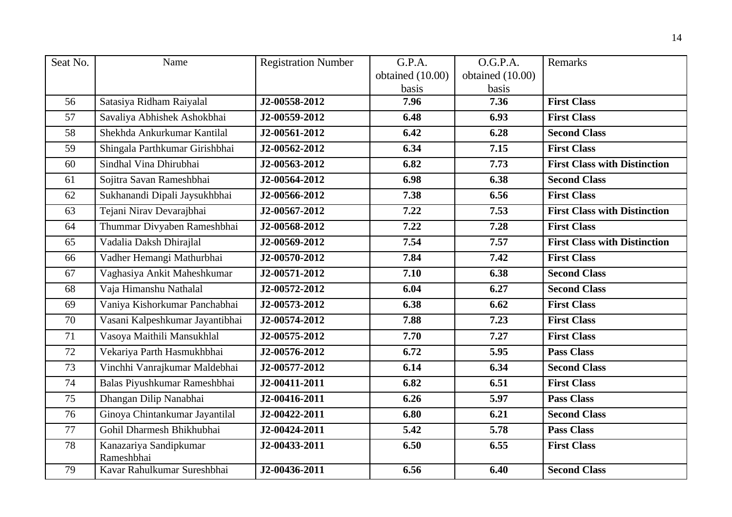| Seat No. | Name | Registration Number | G.P.A. obtained (10.00) basis | O.G.P.A. obtained (10.00) basis | Remarks |
|---|---|---|---|---|---|
| 56 | Satasiya Ridham Raiyalal | **J2-00558-2012** | **7.96** | **7.36** | **First Class** |
| 57 | Savaliya Abhishek Ashokbhai | **J2-00559-2012** | **6.48** | **6.93** | **First Class** |
| 58 | Shekhda Ankurkumar Kantilal | **J2-00561-2012** | **6.42** | **6.28** | **Second Class** |
| 59 | Shingala Parthkumar Girishbhai | **J2-00562-2012** | **6.34** | **7.15** | **First Class** |
| 60 | Sindhal Vina Dhirubhai | **J2-00563-2012** | **6.82** | **7.73** | **First Class with Distinction** |
| 61 | Sojitra Savan Rameshbhai | **J2-00564-2012** | **6.98** | **6.38** | **Second Class** |
| 62 | Sukhanandi Dipali Jaysukhbhai | **J2-00566-2012** | **7.38** | **6.56** | **First Class** |
| 63 | Tejani Nirav Devarajbhai | **J2-00567-2012** | **7.22** | **7.53** | **First Class with Distinction** |
| 64 | Thummar Divyaben Rameshbhai | **J2-00568-2012** | **7.22** | **7.28** | **First Class** |
| 65 | Vadalia Daksh Dhirajlal | **J2-00569-2012** | **7.54** | **7.57** | **First Class with Distinction** |
| 66 | Vadher Hemangi Mathurbhai | **J2-00570-2012** | **7.84** | **7.42** | **First Class** |
| 67 | Vaghasiya Ankit Maheshkumar | **J2-00571-2012** | **7.10** | **6.38** | **Second Class** |
| 68 | Vaja Himanshu Nathalal | **J2-00572-2012** | **6.04** | **6.27** | **Second Class** |
| 69 | Vaniya Kishorkumar Panchabhai | **J2-00573-2012** | **6.38** | **6.62** | **First Class** |
| 70 | Vasani Kalpeshkumar Jayantibhai | **J2-00574-2012** | **7.88** | **7.23** | **First Class** |
| 71 | Vasoya Maithili Mansukhlal | **J2-00575-2012** | **7.70** | **7.27** | **First Class** |
| 72 | Vekariya Parth Hasmukhbhai | **J2-00576-2012** | **6.72** | **5.95** | **Pass Class** |
| 73 | Vinchhi Vanrajkumar Maldebhai | **J2-00577-2012** | **6.14** | **6.34** | **Second Class** |
| 74 | Balas Piyushkumar Rameshbhai | **J2-00411-2011** | **6.82** | **6.51** | **First Class** |
| 75 | Dhangan Dilip Nanabhai | **J2-00416-2011** | **6.26** | **5.97** | **Pass Class** |
| 76 | Ginoya Chintankumar Jayantilal | **J2-00422-2011** | **6.80** | **6.21** | **Second Class** |
| 77 | Gohil Dharmesh Bhikhubhai | **J2-00424-2011** | **5.42** | **5.78** | **Pass Class** |
| 78 | Kanazariya Sandipkumar Rameshbhai | **J2-00433-2011** | **6.50** | **6.55** | **First Class** |
| 79 | Kavar Rahulkumar Sureshbhai | **J2-00436-2011** | **6.56** | **6.40** | **Second Class** |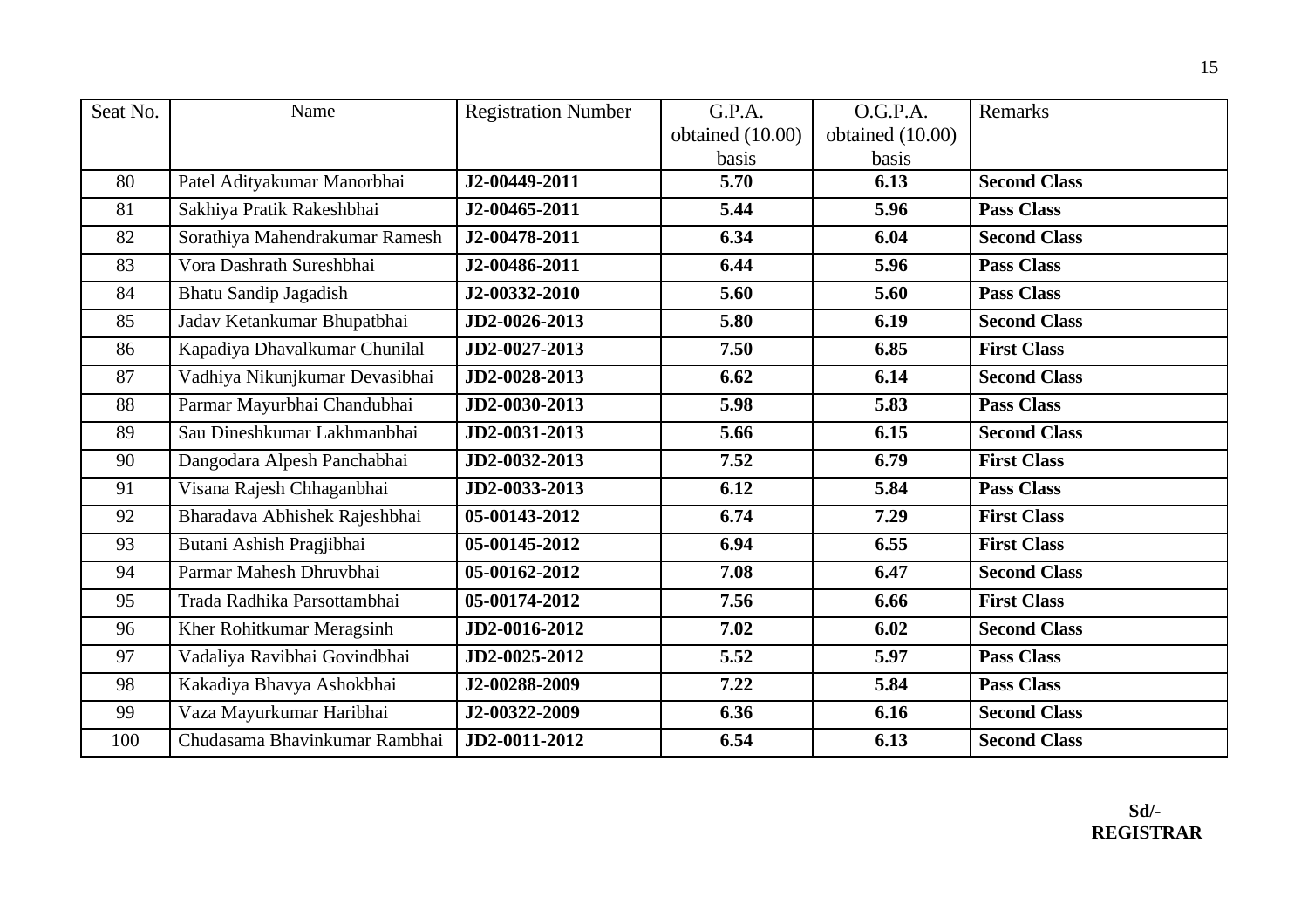| Seat No. | Name | Registration Number | G.P.A. obtained (10.00) basis | O.G.P.A. obtained (10.00) basis | Remarks |
|---|---|---|---|---|---|
| 80 | Patel Adityakumar Manorbhai | **J2-00449-2011** | **5.70** | **6.13** | **Second Class** |
| 81 | Sakhiya Pratik Rakeshbhai | **J2-00465-2011** | **5.44** | **5.96** | **Pass Class** |
| 82 | Sorathiya Mahendrakumar Ramesh | **J2-00478-2011** | **6.34** | **6.04** | **Second Class** |
| 83 | Vora Dashrath Sureshbhai | **J2-00486-2011** | **6.44** | **5.96** | **Pass Class** |
| 84 | Bhatu Sandip Jagadish | **J2-00332-2010** | **5.60** | **5.60** | **Pass Class** |
| 85 | Jadav Ketankumar Bhupatbhai | **JD2-0026-2013** | **5.80** | **6.19** | **Second Class** |
| 86 | Kapadiya Dhavalkumar Chunilal | **JD2-0027-2013** | **7.50** | **6.85** | **First Class** |
| 87 | Vadhiya Nikunjkumar Devasibhai | **JD2-0028-2013** | **6.62** | **6.14** | **Second Class** |
| 88 | Parmar Mayurbhai Chandubhai | **JD2-0030-2013** | **5.98** | **5.83** | **Pass Class** |
| 89 | Sau Dineshkumar Lakhmanbhai | **JD2-0031-2013** | **5.66** | **6.15** | **Second Class** |
| 90 | Dangodara Alpesh Panchabhai | **JD2-0032-2013** | **7.52** | **6.79** | **First Class** |
| 91 | Visana Rajesh Chhaganbhai | **JD2-0033-2013** | **6.12** | **5.84** | **Pass Class** |
| 92 | Bharadava Abhishek Rajeshbhai | **05-00143-2012** | **6.74** | **7.29** | **First Class** |
| 93 | Butani Ashish Pragjibhai | **05-00145-2012** | **6.94** | **6.55** | **First Class** |
| 94 | Parmar Mahesh Dhruvbhai | **05-00162-2012** | **7.08** | **6.47** | **Second Class** |
| 95 | Trada Radhika Parsottambhai | **05-00174-2012** | **7.56** | **6.66** | **First Class** |
| 96 | Kher Rohitkumar Meragsinh | **JD2-0016-2012** | **7.02** | **6.02** | **Second Class** |
| 97 | Vadaliya Ravibhai Govindbhai | **JD2-0025-2012** | **5.52** | **5.97** | **Pass Class** |
| 98 | Kakadiya Bhavya Ashokbhai | **J2-00288-2009** | **7.22** | **5.84** | **Pass Class** |
| 99 | Vaza Mayurkumar Haribhai | **J2-00322-2009** | **6.36** | **6.16** | **Second Class** |
| 100 | Chudasama Bhavinkumar Rambhai | **JD2-0011-2012** | **6.54** | **6.13** | **Second Class** |

**Sd/-**
**REGISTRAR**